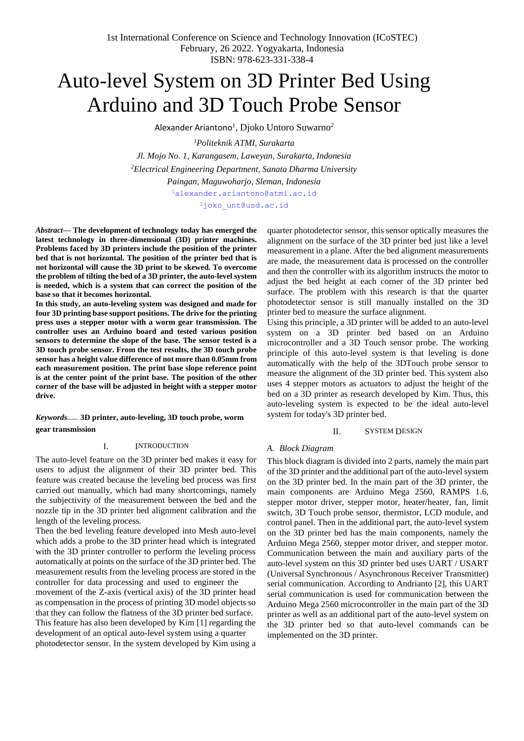1st International Conference on Science and Technology Innovation (ICoSTEC)
February, 26 2022. Yogyakarta, Indonesia
ISBN: 978-623-331-338-4

# Auto-level System on 3D Printer Bed Using Arduino and 3D Touch Probe Sensor

Alexander Ariantono[1], Djoko Untoro Suwarno[2]

[1]*Politeknik ATMI, Surakarta*
*Jl. Mojo No. 1, Karangasem, Laweyan, Surakarta, Indonesia*
[2]*Electrical Engineering Department, Sanata Dharma University*
*Paingan, Maguwoharjo, Sleman, Indonesia*
[1]alexander.ariantono@atmi.ac.id
[2]joko_unt@usd.ac.id

***Abstract*— The development of technology today has emerged the latest technology in three-dimensional (3D) printer machines. Problems faced by 3D printers include the position of the printer bed that is not horizontal. The position of the printer bed that is not horizontal will cause the 3D print to be skewed. To overcome the problem of tilting the bed of a 3D printer, the auto-level system is needed, which is a system that can correct the position of the base so that it becomes horizontal.**

**In this study, an auto-leveling system was designed and made for four 3D printing base support positions. The drive for the printing press uses a stepper motor with a worm gear transmission. The controller uses an Arduino board and tested various position sensors to determine the slope of the base. The sensor tested is a 3D touch probe sensor. From the test results, the 3D touch probe sensor has a height value difference of not more than 0.05mm from each measurement position. The print base slope reference point is at the center point of the print base. The position of the other corner of the base will be adjusted in height with a stepper motor drive.**

***Keywords*— 3D printer, auto-leveling, 3D touch probe, worm gear transmission**

## I. INTRODUCTION

The auto-level feature on the 3D printer bed makes it easy for users to adjust the alignment of their 3D printer bed. This feature was created because the leveling bed process was first carried out manually, which had many shortcomings, namely the subjectivity of the measurement between the bed and the nozzle tip in the 3D printer bed alignment calibration and the length of the leveling process.

Then the bed leveling feature developed into Mesh auto-level which adds a probe to the 3D printer head which is integrated with the 3D printer controller to perform the leveling process automatically at points on the surface of the 3D printer bed. The measurement results from the leveling process are stored in the controller for data processing and used to engineer the movement of the Z-axis (vertical axis) of the 3D printer head as compensation in the process of printing 3D model objects so that they can follow the flatness of the 3D printer bed surface.

This feature has also been developed by Kim [1] regarding the development of an optical auto-level system using a quarter photodetector sensor. In the system developed by Kim using a quarter photodetector sensor, this sensor optically measures the alignment on the surface of the 3D printer bed just like a level measurement in a plane. After the bed alignment measurements are made, the measurement data is processed on the controller and then the controller with its algorithm instructs the motor to adjust the bed height at each corner of the 3D printer bed surface. The problem with this research is that the quarter photodetector sensor is still manually installed on the 3D printer bed to measure the surface alignment.

Using this principle, a 3D printer will be added to an auto-level system on a 3D printer bed based on an Arduino microcontroller and a 3D Touch sensor probe. The working principle of this auto-level system is that leveling is done automatically with the help of the 3DTouch probe sensor to measure the alignment of the 3D printer bed. This system also uses 4 stepper motors as actuators to adjust the height of the bed on a 3D printer as research developed by Kim. Thus, this auto-leveling system is expected to be the ideal auto-level system for today's 3D printer bed.

## II. SYSTEM DESIGN

### *A. Block Diagram*

This block diagram is divided into 2 parts, namely the main part of the 3D printer and the additional part of the auto-level system on the 3D printer bed. In the main part of the 3D printer, the main components are Arduino Mega 2560, RAMPS 1.6, stepper motor driver, stepper motor, heater/heater, fan, limit switch, 3D Touch probe sensor, thermistor, LCD module, and control panel. Then in the additional part, the auto-level system on the 3D printer bed has the main components, namely the Arduino Mega 2560, stepper motor driver, and stepper motor. Communication between the main and auxiliary parts of the auto-level system on this 3D printer bed uses UART / USART (Universal Synchronous / Asynchronous Receiver Transmitter) serial communication. According to Andrianto [2], this UART serial communication is used for communication between the Arduino Mega 2560 microcontroller in the main part of the 3D printer as well as an additional part of the auto-level system on the 3D printer bed so that auto-level commands can be implemented on the 3D printer.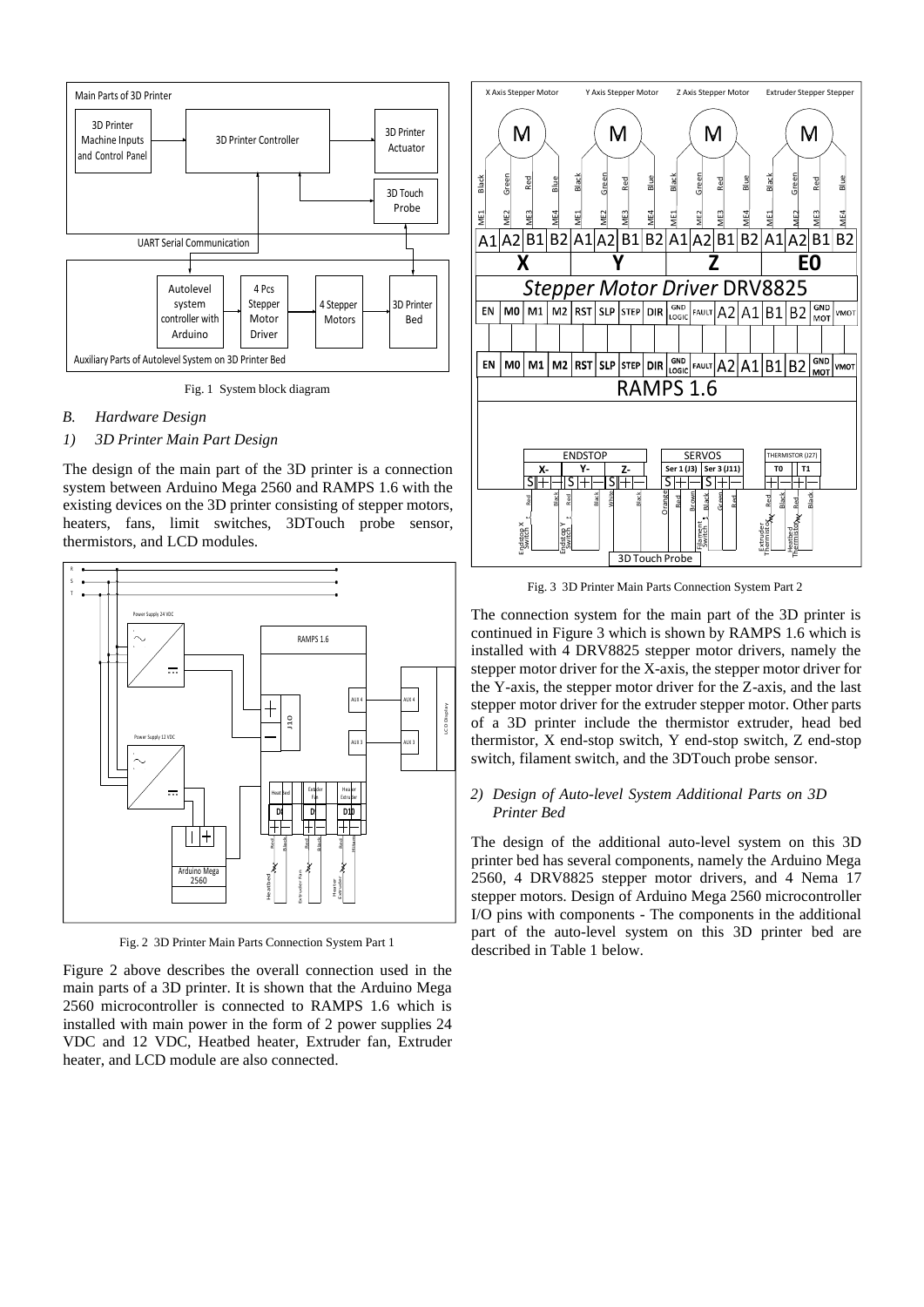Fig. 1 System block diagram

## B. Hardware Design

### 1) 3D Printer Main Part Design

The design of the main part of the 3D printer is a connection system between Arduino Mega 2560 and RAMPS 1.6 with the existing devices on the 3D printer consisting of stepper motors, heaters, fans, limit switches, 3DTouch probe sensor, thermistors, and LCD modules.

Fig. 2 3D Printer Main Parts Connection System Part 1

Figure 2 above describes the overall connection used in the main parts of a 3D printer. It is shown that the Arduino Mega 2560 microcontroller is connected to RAMPS 1.6 which is installed with main power in the form of 2 power supplies 24 VDC and 12 VDC, Heatbed heater, Extruder fan, Extruder heater, and LCD module are also connected.

Fig. 3 3D Printer Main Parts Connection System Part 2

The connection system for the main part of the 3D printer is continued in Figure 3 which is shown by RAMPS 1.6 which is installed with 4 DRV8825 stepper motor drivers, namely the stepper motor driver for the X-axis, the stepper motor driver for the Y-axis, the stepper motor driver for the Z-axis, and the last stepper motor driver for the extruder stepper motor. Other parts of a 3D printer include the thermistor extruder, head bed thermistor, X end-stop switch, Y end-stop switch, Z end-stop switch, filament switch, and the 3DTouch probe sensor.

### 2) Design of Auto-level System Additional Parts on 3D Printer Bed

The design of the additional auto-level system on this 3D printer bed has several components, namely the Arduino Mega 2560, 4 DRV8825 stepper motor drivers, and 4 Nema 17 stepper motors. Design of Arduino Mega 2560 microcontroller I/O pins with components - The components in the additional part of the auto-level system on this 3D printer bed are described in Table 1 below.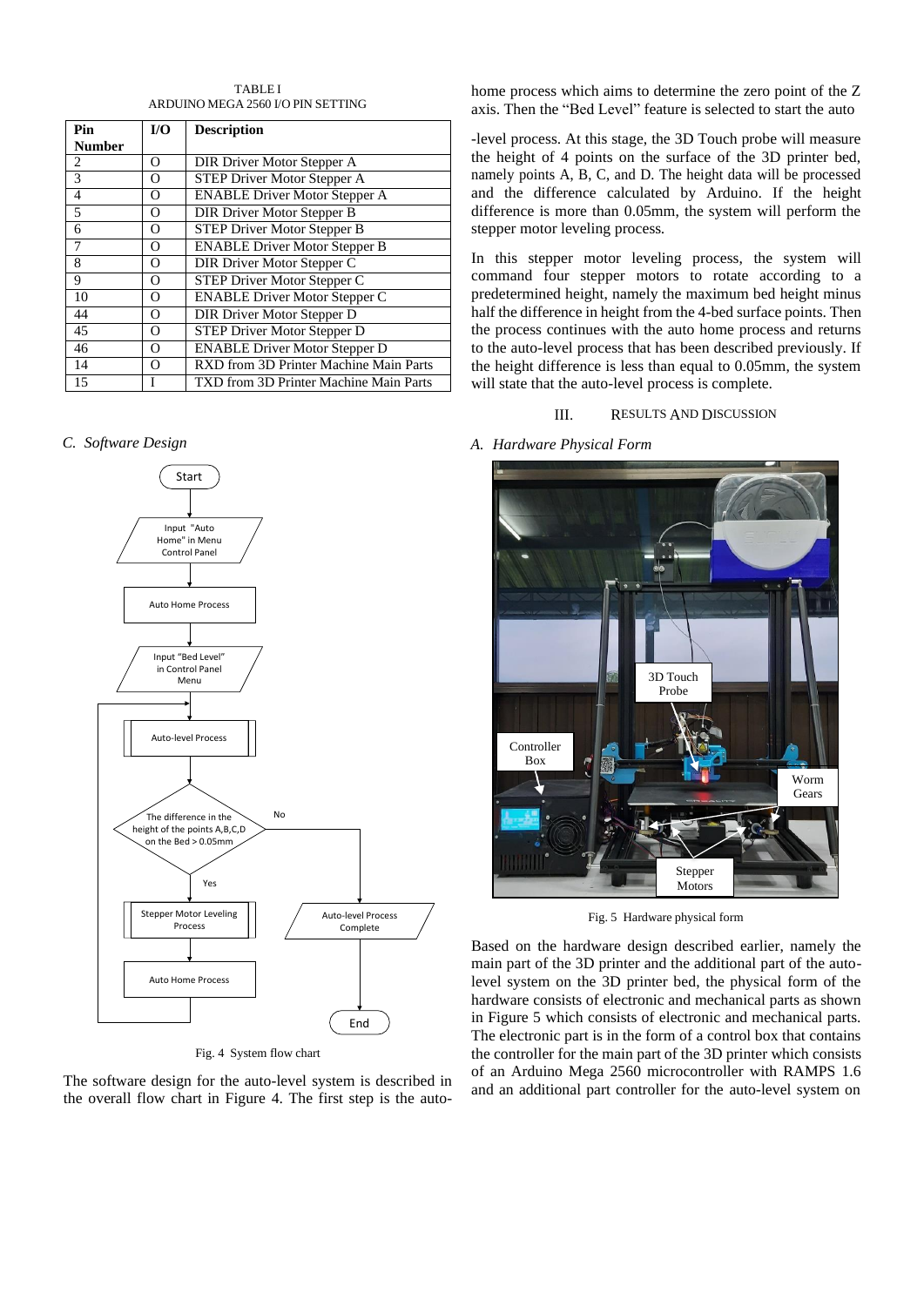TABLE I
ARDUINO MEGA 2560 I/O PIN SETTING

| Pin Number | I/O | Description |
|---|---|---|
| 2 | O | DIR Driver Motor Stepper A |
| 3 | O | STEP Driver Motor Stepper A |
| 4 | O | ENABLE Driver Motor Stepper A |
| 5 | O | DIR Driver Motor Stepper B |
| 6 | O | STEP Driver Motor Stepper B |
| 7 | O | ENABLE Driver Motor Stepper B |
| 8 | O | DIR Driver Motor Stepper C |
| 9 | O | STEP Driver Motor Stepper C |
| 10 | O | ENABLE Driver Motor Stepper C |
| 44 | O | DIR Driver Motor Stepper D |
| 45 | O | STEP Driver Motor Stepper D |
| 46 | O | ENABLE Driver Motor Stepper D |
| 14 | O | RXD from 3D Printer Machine Main Parts |
| 15 | I | TXD from 3D Printer Machine Main Parts |

### *C. Software Design*

Fig. 4 System flow chart

The software design for the auto-level system is described in the overall flow chart in Figure 4. The first step is the auto-home process which aims to determine the zero point of the Z axis. Then the "Bed Level" feature is selected to start the auto-level process. At this stage, the 3D Touch probe will measure the height of 4 points on the surface of the 3D printer bed, namely points A, B, C, and D. The height data will be processed and the difference calculated by Arduino. If the height difference is more than 0.05mm, the system will perform the stepper motor leveling process.

In this stepper motor leveling process, the system will command four stepper motors to rotate according to a predetermined height, namely the maximum bed height minus half the difference in height from the 4-bed surface points. Then the process continues with the auto home process and returns to the auto-level process that has been described previously. If the height difference is less than equal to 0.05mm, the system will state that the auto-level process is complete.

## III. RESULTS AND DISCUSSION

### *A. Hardware Physical Form*

Fig. 5 Hardware physical form

Based on the hardware design described earlier, namely the main part of the 3D printer and the additional part of the auto-level system on the 3D printer bed, the physical form of the hardware consists of electronic and mechanical parts as shown in Figure 5 which consists of electronic and mechanical parts. The electronic part is in the form of a control box that contains the controller for the main part of the 3D printer which consists of an Arduino Mega 2560 microcontroller with RAMPS 1.6 and an additional part controller for the auto-level system on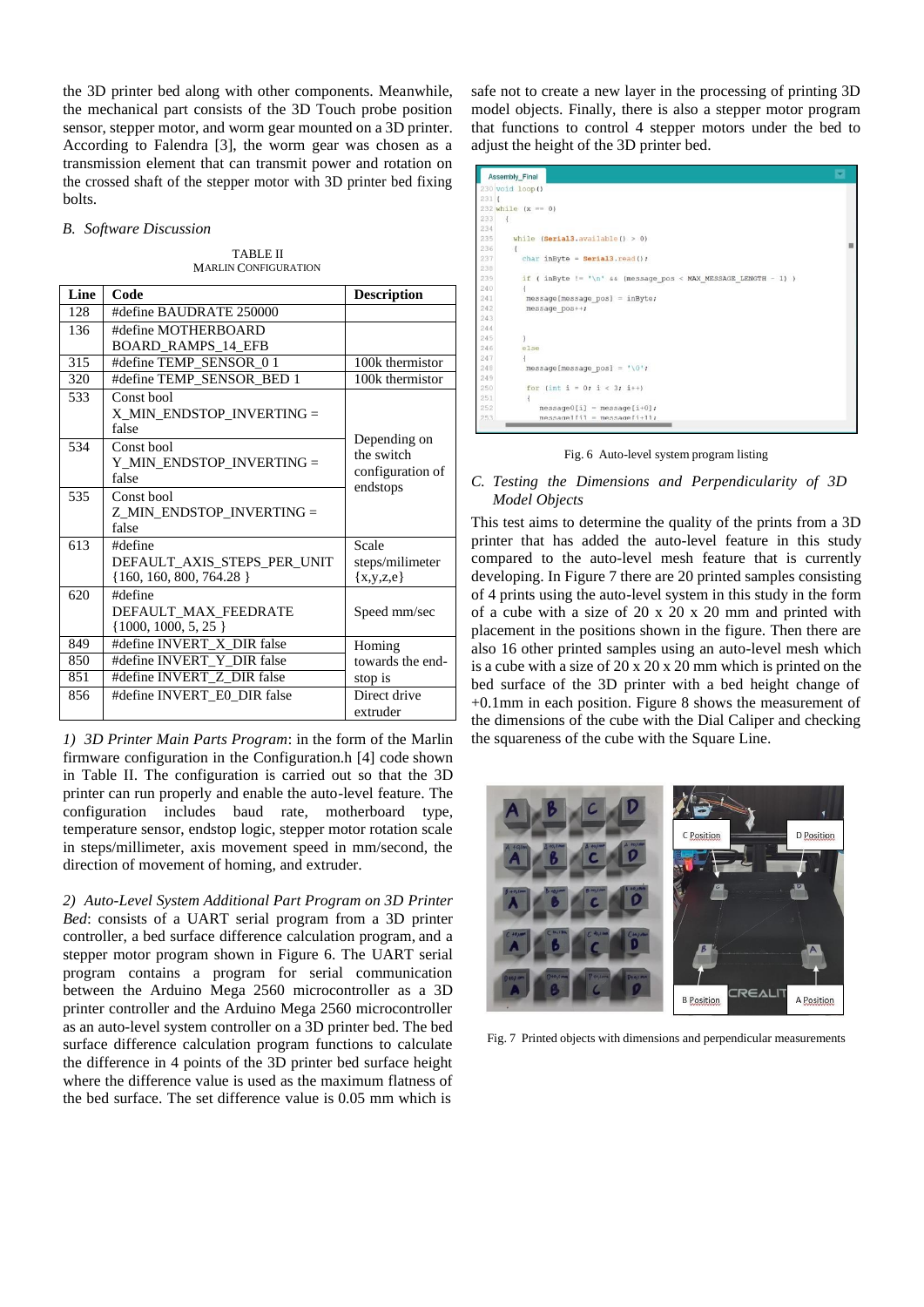the 3D printer bed along with other components. Meanwhile, the mechanical part consists of the 3D Touch probe position sensor, stepper motor, and worm gear mounted on a 3D printer. According to Falendra [3], the worm gear was chosen as a transmission element that can transmit power and rotation on the crossed shaft of the stepper motor with 3D printer bed fixing bolts.

### *B. Software Discussion*

TABLE II
MARLIN CONFIGURATION

| Line | Code | Description |
|---|---|---|
| 128 | #define BAUDRATE 250000 | |
| 136 | #define MOTHERBOARD BOARD_RAMPS_14_EFB | |
| 315 | #define TEMP_SENSOR_0 1 | 100k thermistor |
| 320 | #define TEMP_SENSOR_BED 1 | 100k thermistor |
| 533 | Const bool X_MIN_ENDSTOP_INVERTING = false | Depending on the switch configuration of endstops |
| 534 | Const bool Y_MIN_ENDSTOP_INVERTING = false | |
| 535 | Const bool Z_MIN_ENDSTOP_INVERTING = false | |
| 613 | #define DEFAULT_AXIS_STEPS_PER_UNIT {160, 160, 800, 764.28 } | Scale steps/milimeter {x,y,z,e} |
| 620 | #define DEFAULT_MAX_FEEDRATE {1000, 1000, 5, 25 } | Speed mm/sec |
| 849 | #define INVERT_X_DIR false | Homing towards the end-stop is |
| 850 | #define INVERT_Y_DIR false | |
| 851 | #define INVERT_Z_DIR false | |
| 856 | #define INVERT_E0_DIR false | Direct drive extruder |

*1) 3D Printer Main Parts Program*: in the form of the Marlin firmware configuration in the Configuration.h [4] code shown in Table II. The configuration is carried out so that the 3D printer can run properly and enable the auto-level feature. The configuration includes baud rate, motherboard type, temperature sensor, endstop logic, stepper motor rotation scale in steps/millimeter, axis movement speed in mm/second, the direction of movement of homing, and extruder.

*2) Auto-Level System Additional Part Program on 3D Printer Bed*: consists of a UART serial program from a 3D printer controller, a bed surface difference calculation program, and a stepper motor program shown in Figure 6. The UART serial program contains a program for serial communication between the Arduino Mega 2560 microcontroller as a 3D printer controller and the Arduino Mega 2560 microcontroller as an auto-level system controller on a 3D printer bed. The bed surface difference calculation program functions to calculate the difference in 4 points of the 3D printer bed surface height where the difference value is used as the maximum flatness of the bed surface. The set difference value is 0.05 mm which is safe not to create a new layer in the processing of printing 3D model objects. Finally, there is also a stepper motor program that functions to control 4 stepper motors under the bed to adjust the height of the 3D printer bed.

```
Assembly_Final
230 void loop()
231 {
232 while (x == 0)
233   {
234
235     while (Serial3.available() > 0)
236     {
237       char inByte = Serial3.read();
238
239       if ( inByte != '\n' && (message_pos < MAX_MESSAGE_LENGTH - 1) )
240       {
241        message[message_pos] = inByte;
242        message_pos++;
243
244
245       }
246       else
247       {
248        message[message_pos] = '\0';
249
250        for (int i = 0; i < 3; i++)
251        {
252           message0[i] = message[i+0];
253           message1[i] = message[i+1];
```

Fig. 6 Auto-level system program listing

### *C. Testing the Dimensions and Perpendicularity of 3D Model Objects*

This test aims to determine the quality of the prints from a 3D printer that has added the auto-level feature in this study compared to the auto-level mesh feature that is currently developing. In Figure 7 there are 20 printed samples consisting of 4 prints using the auto-level system in this study in the form of a cube with a size of 20 x 20 x 20 mm and printed with placement in the positions shown in the figure. Then there are also 16 other printed samples using an auto-level mesh which is a cube with a size of 20 x 20 x 20 mm which is printed on the bed surface of the 3D printer with a bed height change of +0.1mm in each position. Figure 8 shows the measurement of the dimensions of the cube with the Dial Caliper and checking the squareness of the cube with the Square Line.

Fig. 7 Printed objects with dimensions and perpendicular measurements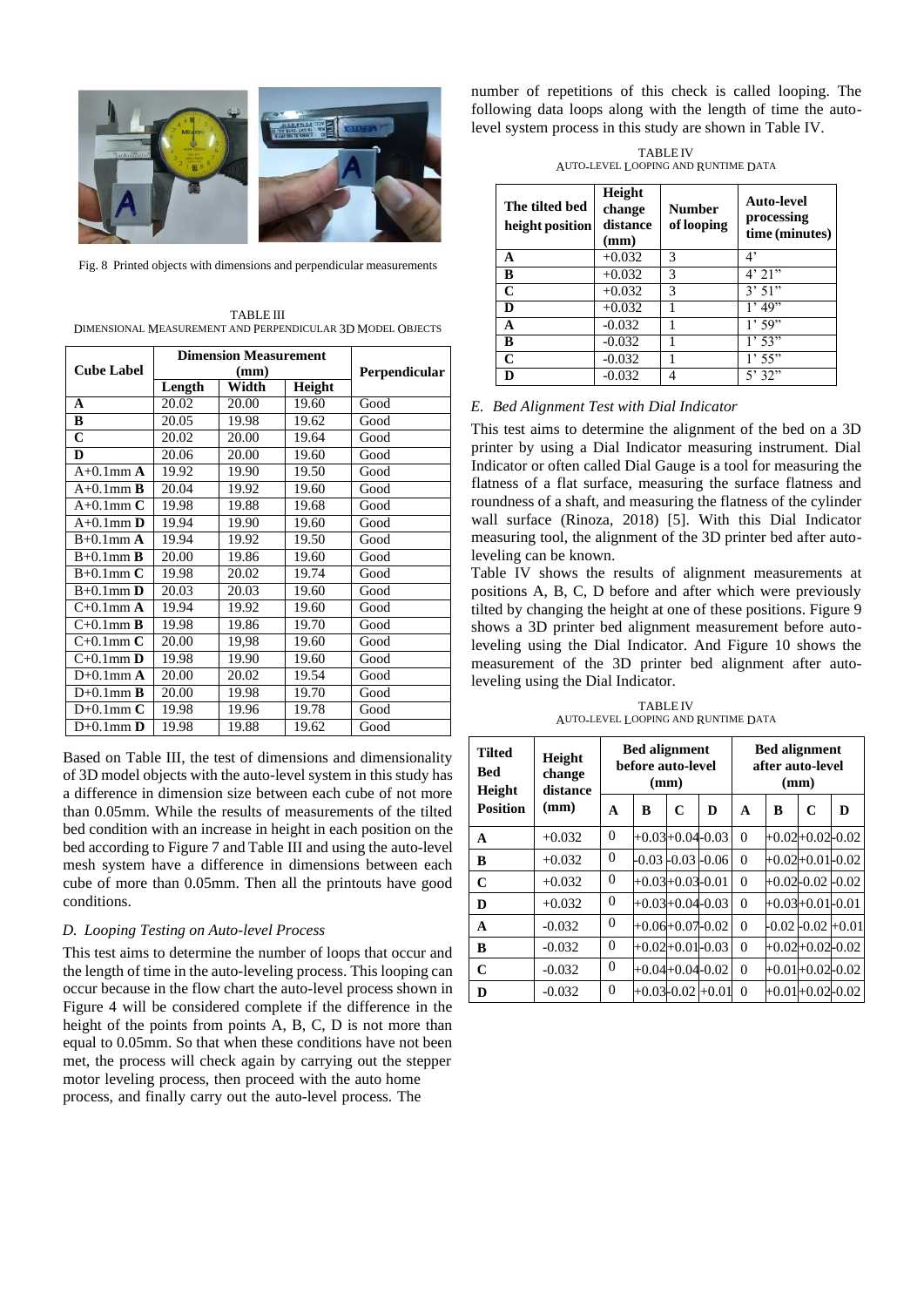Fig. 8 Printed objects with dimensions and perpendicular measurements

TABLE III
DIMENSIONAL MEASUREMENT AND PERPENDICULAR 3D MODEL OBJECTS

| Cube Label | Dimension Measurement (mm) | | | Perpendicular |
|---|---|---|---|---|
| | Length | Width | Height | |
| **A** | 20.02 | 20.00 | 19.60 | Good |
| **B** | 20.05 | 19.98 | 19.62 | Good |
| **C** | 20.02 | 20.00 | 19.64 | Good |
| **D** | 20.06 | 20.00 | 19.60 | Good |
| A+0.1mm **A** | 19.92 | 19.90 | 19.50 | Good |
| A+0.1mm **B** | 20.04 | 19.92 | 19.60 | Good |
| A+0.1mm **C** | 19.98 | 19.88 | 19.68 | Good |
| A+0.1mm **D** | 19.94 | 19.90 | 19.60 | Good |
| B+0.1mm **A** | 19.94 | 19.92 | 19.50 | Good |
| B+0.1mm **B** | 20.00 | 19.86 | 19.60 | Good |
| B+0.1mm **C** | 19.98 | 20.02 | 19.74 | Good |
| B+0.1mm **D** | 20.03 | 20.03 | 19.60 | Good |
| C+0.1mm **A** | 19.94 | 19.92 | 19.60 | Good |
| C+0.1mm **B** | 19.98 | 19.86 | 19.70 | Good |
| C+0.1mm **C** | 20.00 | 19,98 | 19.60 | Good |
| C+0.1mm **D** | 19.98 | 19.90 | 19.60 | Good |
| D+0.1mm **A** | 20.00 | 20.02 | 19.54 | Good |
| D+0.1mm **B** | 20.00 | 19.98 | 19.70 | Good |
| D+0.1mm **C** | 19.98 | 19.96 | 19.78 | Good |
| D+0.1mm **D** | 19.98 | 19.88 | 19.62 | Good |

Based on Table III, the test of dimensions and dimensionality of 3D model objects with the auto-level system in this study has a difference in dimension size between each cube of not more than 0.05mm. While the results of measurements of the tilted bed condition with an increase in height in each position on the bed according to Figure 7 and Table III and using the auto-level mesh system have a difference in dimensions between each cube of more than 0.05mm. Then all the printouts have good conditions.

### *D. Looping Testing on Auto-level Process*

This test aims to determine the number of loops that occur and the length of time in the auto-leveling process. This looping can occur because in the flow chart the auto-level process shown in Figure 4 will be considered complete if the difference in the height of the points from points A, B, C, D is not more than equal to 0.05mm. So that when these conditions have not been met, the process will check again by carrying out the stepper motor leveling process, then proceed with the auto home process, and finally carry out the auto-level process. The number of repetitions of this check is called looping. The following data loops along with the length of time the auto-level system process in this study are shown in Table IV.

TABLE IV
AUTO-LEVEL LOOPING AND RUNTIME DATA

| The tilted bed height position | Height change distance (mm) | Number of looping | Auto-level processing time (minutes) |
|---|---|---|---|
| **A** | +0.032 | 3 | 4’ |
| **B** | +0.032 | 3 | 4’ 21” |
| **C** | +0.032 | 3 | 3’ 51” |
| **D** | +0.032 | 1 | 1’ 49” |
| **A** | -0.032 | 1 | 1’ 59” |
| **B** | -0.032 | 1 | 1’ 53” |
| **C** | -0.032 | 1 | 1’ 55” |
| **D** | -0.032 | 4 | 5’ 32” |

### *E. Bed Alignment Test with Dial Indicator*

This test aims to determine the alignment of the bed on a 3D printer by using a Dial Indicator measuring instrument. Dial Indicator or often called Dial Gauge is a tool for measuring the flatness of a flat surface, measuring the surface flatness and roundness of a shaft, and measuring the flatness of the cylinder wall surface (Rinoza, 2018) [5]. With this Dial Indicator measuring tool, the alignment of the 3D printer bed after auto-leveling can be known.

Table IV shows the results of alignment measurements at positions A, B, C, D before and after which were previously tilted by changing the height at one of these positions. Figure 9 shows a 3D printer bed alignment measurement before auto-leveling using the Dial Indicator. And Figure 10 shows the measurement of the 3D printer bed alignment after auto-leveling using the Dial Indicator.

TABLE IV
AUTO-LEVEL LOOPING AND RUNTIME DATA

| Tilted Bed Height Position | Height change distance (mm) | Bed alignment before auto-level (mm) | | | | Bed alignment after auto-level (mm) | | | |
|---|---|---|---|---|---|---|---|---|---|
| | | A | B | C | D | A | B | C | D |
| **A** | +0.032 | 0 | +0.03 | +0.04 | -0.03 | 0 | +0.02 | +0.02 | -0.02 |
| **B** | +0.032 | 0 | -0.03 | -0.03 | -0.06 | 0 | +0.02 | +0.01 | -0.02 |
| **C** | +0.032 | 0 | +0.03 | +0.03 | -0.01 | 0 | +0.02 | -0.02 | -0.02 |
| **D** | +0.032 | 0 | +0.03 | +0.04 | -0.03 | 0 | +0.03 | +0.01 | -0.01 |
| **A** | -0.032 | 0 | +0.06 | +0.07 | -0.02 | 0 | -0.02 | -0.02 | +0.01 |
| **B** | -0.032 | 0 | +0.02 | +0.01 | -0.03 | 0 | +0.02 | +0.02 | -0.02 |
| **C** | -0.032 | 0 | +0.04 | +0.04 | -0.02 | 0 | +0.01 | +0.02 | -0.02 |
| **D** | -0.032 | 0 | +0.03 | -0.02 | +0.01 | 0 | +0.01 | +0.02 | -0.02 |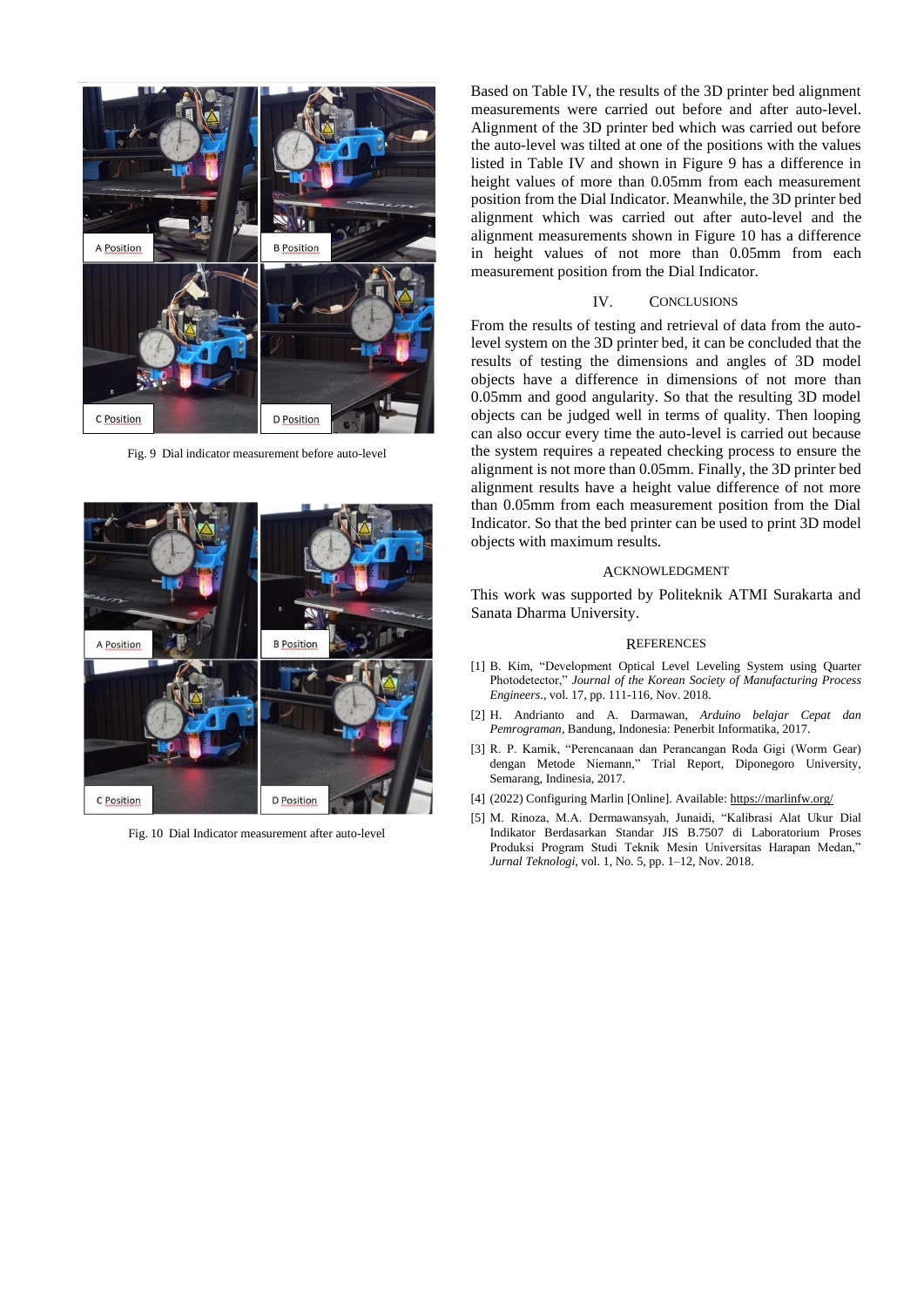A Position

B Position

C Position

D Position

Fig. 9 Dial indicator measurement before auto-level

A Position

B Position

C Position

D Position

Fig. 10 Dial Indicator measurement after auto-level

Based on Table IV, the results of the 3D printer bed alignment measurements were carried out before and after auto-level. Alignment of the 3D printer bed which was carried out before the auto-level was tilted at one of the positions with the values listed in Table IV and shown in Figure 9 has a difference in height values of more than 0.05mm from each measurement position from the Dial Indicator. Meanwhile, the 3D printer bed alignment which was carried out after auto-level and the alignment measurements shown in Figure 10 has a difference in height values of not more than 0.05mm from each measurement position from the Dial Indicator.

## IV. CONCLUSIONS

From the results of testing and retrieval of data from the auto-level system on the 3D printer bed, it can be concluded that the results of testing the dimensions and angles of 3D model objects have a difference in dimensions of not more than 0.05mm and good angularity. So that the resulting 3D model objects can be judged well in terms of quality. Then looping can also occur every time the auto-level is carried out because the system requires a repeated checking process to ensure the alignment is not more than 0.05mm. Finally, the 3D printer bed alignment results have a height value difference of not more than 0.05mm from each measurement position from the Dial Indicator. So that the bed printer can be used to print 3D model objects with maximum results.

## ACKNOWLEDGMENT

This work was supported by Politeknik ATMI Surakarta and Sanata Dharma University.

## REFERENCES

[1] B. Kim, "Development Optical Level Leveling System using Quarter Photodetector," *Journal of the Korean Society of Manufacturing Process Engineers.*, vol. 17, pp. 111-116, Nov. 2018.

[2] H. Andrianto and A. Darmawan, *Arduino belajar Cepat dan Pemrograman*, Bandung, Indonesia: Penerbit Informatika, 2017.

[3] R. P. Kamik, "Perencanaan dan Perancangan Roda Gigi (Worm Gear) dengan Metode Niemann," Trial Report, Diponegoro University, Semarang, Indinesia, 2017.

[4] (2022) Configuring Marlin [Online]. Available: https://marlinfw.org/

[5] M. Rinoza, M.A. Dermawansyah, Junaidi, "Kalibrasi Alat Ukur Dial Indikator Berdasarkan Standar JIS B.7507 di Laboratorium Proses Produksi Program Studi Teknik Mesin Universitas Harapan Medan," *Jurnal Teknologi*, vol. 1, No. 5, pp. 1–12, Nov. 2018.